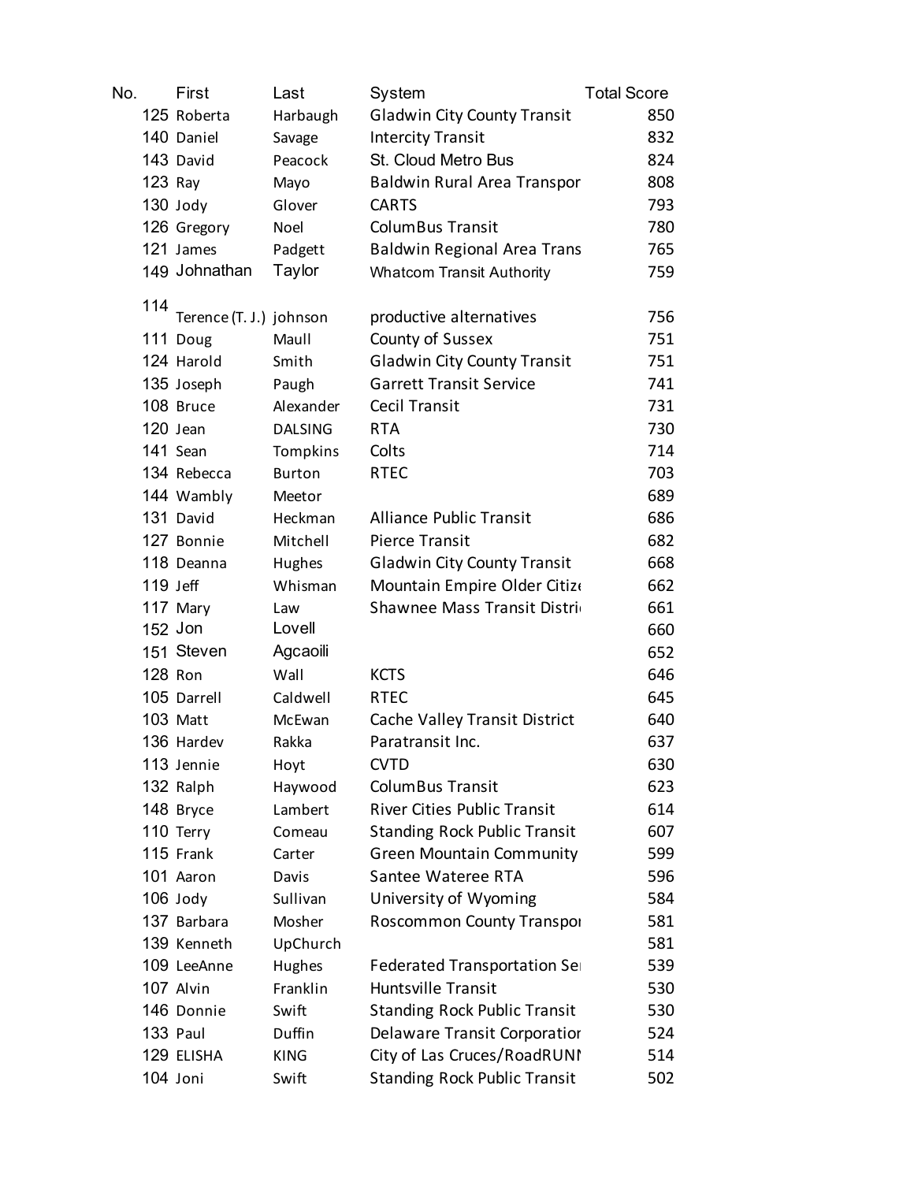| No. | First | Last | System | Total Score |
| --- | --- | --- | --- | --- |
| 125 | Roberta | Harbaugh | Gladwin City County Transit | 850 |
| 140 | Daniel | Savage | Intercity Transit | 832 |
| 143 | David | Peacock | St. Cloud Metro Bus | 824 |
| 123 | Ray | Mayo | Baldwin Rural Area Transpor | 808 |
| 130 | Jody | Glover | CARTS | 793 |
| 126 | Gregory | Noel | ColumBus Transit | 780 |
| 121 | James | Padgett | Baldwin Regional Area Trans | 765 |
| 149 | Johnathan | Taylor | Whatcom Transit Authority | 759 |
| 114 | Terence (T. J.) | johnson | productive alternatives | 756 |
| 111 | Doug | Maull | County of Sussex | 751 |
| 124 | Harold | Smith | Gladwin City County Transit | 751 |
| 135 | Joseph | Paugh | Garrett Transit Service | 741 |
| 108 | Bruce | Alexander | Cecil Transit | 731 |
| 120 | Jean | DALSING | RTA | 730 |
| 141 | Sean | Tompkins | Colts | 714 |
| 134 | Rebecca | Burton | RTEC | 703 |
| 144 | Wambly | Meetor | | 689 |
| 131 | David | Heckman | Alliance Public Transit | 686 |
| 127 | Bonnie | Mitchell | Pierce Transit | 682 |
| 118 | Deanna | Hughes | Gladwin City County Transit | 668 |
| 119 | Jeff | Whisman | Mountain Empire Older Citiz | 662 |
| 117 | Mary | Law | Shawnee Mass Transit Distri | 661 |
| 152 | Jon | Lovell | | 660 |
| 151 | Steven | Agcaoili | | 652 |
| 128 | Ron | Wall | KCTS | 646 |
| 105 | Darrell | Caldwell | RTEC | 645 |
| 103 | Matt | McEwan | Cache Valley Transit District | 640 |
| 136 | Hardev | Rakka | Paratransit Inc. | 637 |
| 113 | Jennie | Hoyt | CVTD | 630 |
| 132 | Ralph | Haywood | ColumBus Transit | 623 |
| 148 | Bryce | Lambert | River Cities Public Transit | 614 |
| 110 | Terry | Comeau | Standing Rock Public Transit | 607 |
| 115 | Frank | Carter | Green Mountain Community | 599 |
| 101 | Aaron | Davis | Santee Wateree RTA | 596 |
| 106 | Jody | Sullivan | University of Wyoming | 584 |
| 137 | Barbara | Mosher | Roscommon County Transpor | 581 |
| 139 | Kenneth | UpChurch | | 581 |
| 109 | LeeAnne | Hughes | Federated Transportation Se | 539 |
| 107 | Alvin | Franklin | Huntsville Transit | 530 |
| 146 | Donnie | Swift | Standing Rock Public Transit | 530 |
| 133 | Paul | Duffin | Delaware Transit Corporatio | 524 |
| 129 | ELISHA | KING | City of Las Cruces/RoadRUNI | 514 |
| 104 | Joni | Swift | Standing Rock Public Transit | 502 |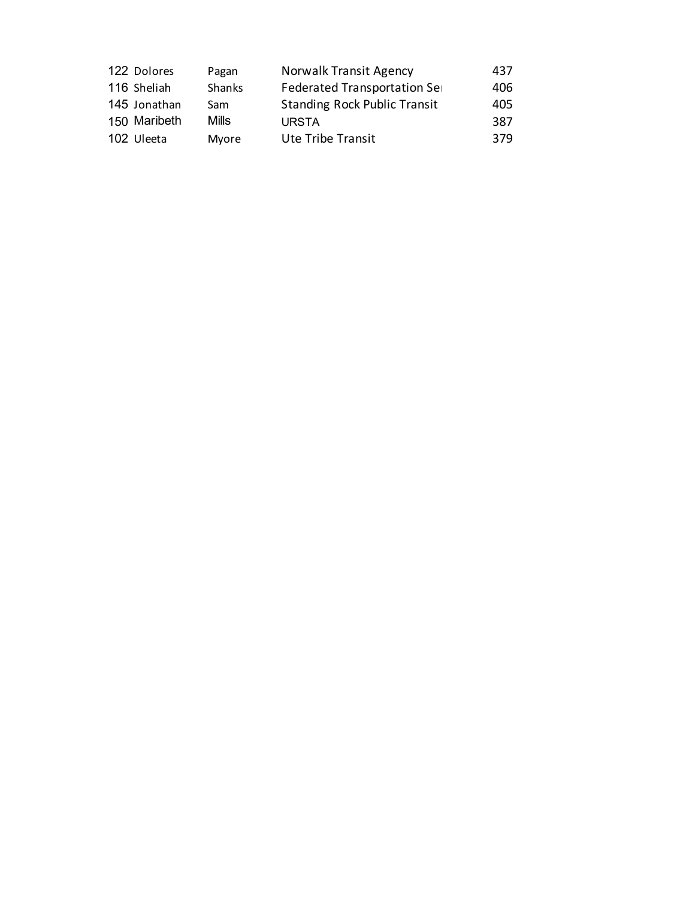| | | | | |
|---|---|---|---|---|
| 122 | Dolores | Pagan | Norwalk Transit Agency | 437 |
| 116 | Sheliah | Shanks | Federated Transportation Se | 406 |
| 145 | Jonathan | Sam | Standing Rock Public Transit | 405 |
| 150 | Maribeth | Mills | URSTA | 387 |
| 102 | Uleeta | Myore | Ute Tribe Transit | 379 |